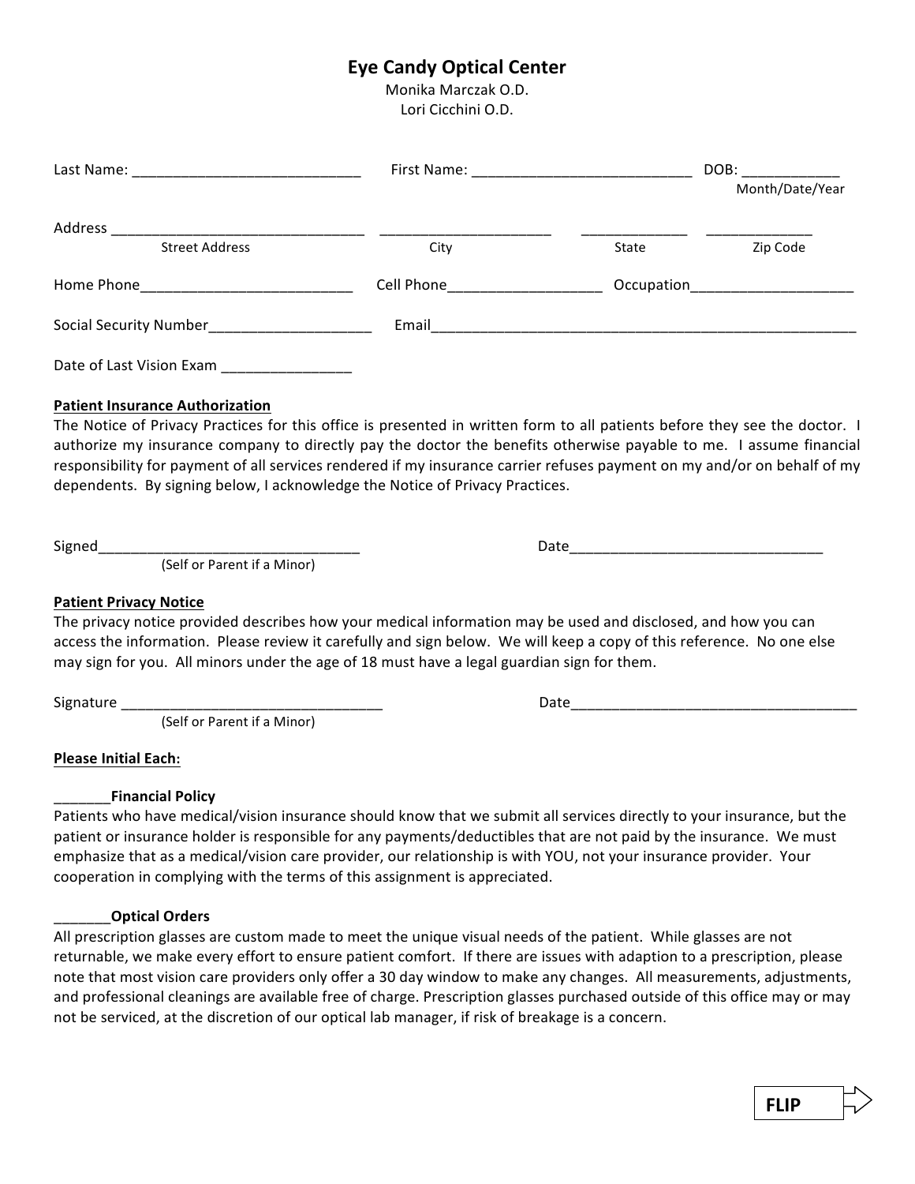# Eye Candy Optical Center

Monika Marczak O.D.
Lori Cicchini O.D.

Last Name: ____________________________ First Name: ___________________________ DOB: ___________
Month/Date/Year

Address _______________________________ _____________________ _____________ _____________
Street Address City State Zip Code

Home Phone__________________________ Cell Phone__________________ Occupation___________________

Social Security Number____________________ Email______________________________________________________

Date of Last Vision Exam ________________

**Patient Insurance Authorization**

The Notice of Privacy Practices for this office is presented in written form to all patients before they see the doctor. I authorize my insurance company to directly pay the doctor the benefits otherwise payable to me. I assume financial responsibility for payment of all services rendered if my insurance carrier refuses payment on my and/or on behalf of my dependents. By signing below, I acknowledge the Notice of Privacy Practices.

Signed________________________________ Date_______________________________
(Self or Parent if a Minor)

**Patient Privacy Notice**

The privacy notice provided describes how your medical information may be used and disclosed, and how you can access the information. Please review it carefully and sign below. We will keep a copy of this reference. No one else may sign for you. All minors under the age of 18 must have a legal guardian sign for them.

Signature ________________________________ Date____________________________________
(Self or Parent if a Minor)

**Please Initial Each:**

_______**Financial Policy**

Patients who have medical/vision insurance should know that we submit all services directly to your insurance, but the patient or insurance holder is responsible for any payments/deductibles that are not paid by the insurance. We must emphasize that as a medical/vision care provider, our relationship is with YOU, not your insurance provider. Your cooperation in complying with the terms of this assignment is appreciated.

_______**Optical Orders**

All prescription glasses are custom made to meet the unique visual needs of the patient. While glasses are not returnable, we make every effort to ensure patient comfort. If there are issues with adaption to a prescription, please note that most vision care providers only offer a 30 day window to make any changes. All measurements, adjustments, and professional cleanings are available free of charge. Prescription glasses purchased outside of this office may or may not be serviced, at the discretion of our optical lab manager, if risk of breakage is a concern.

**FLIP**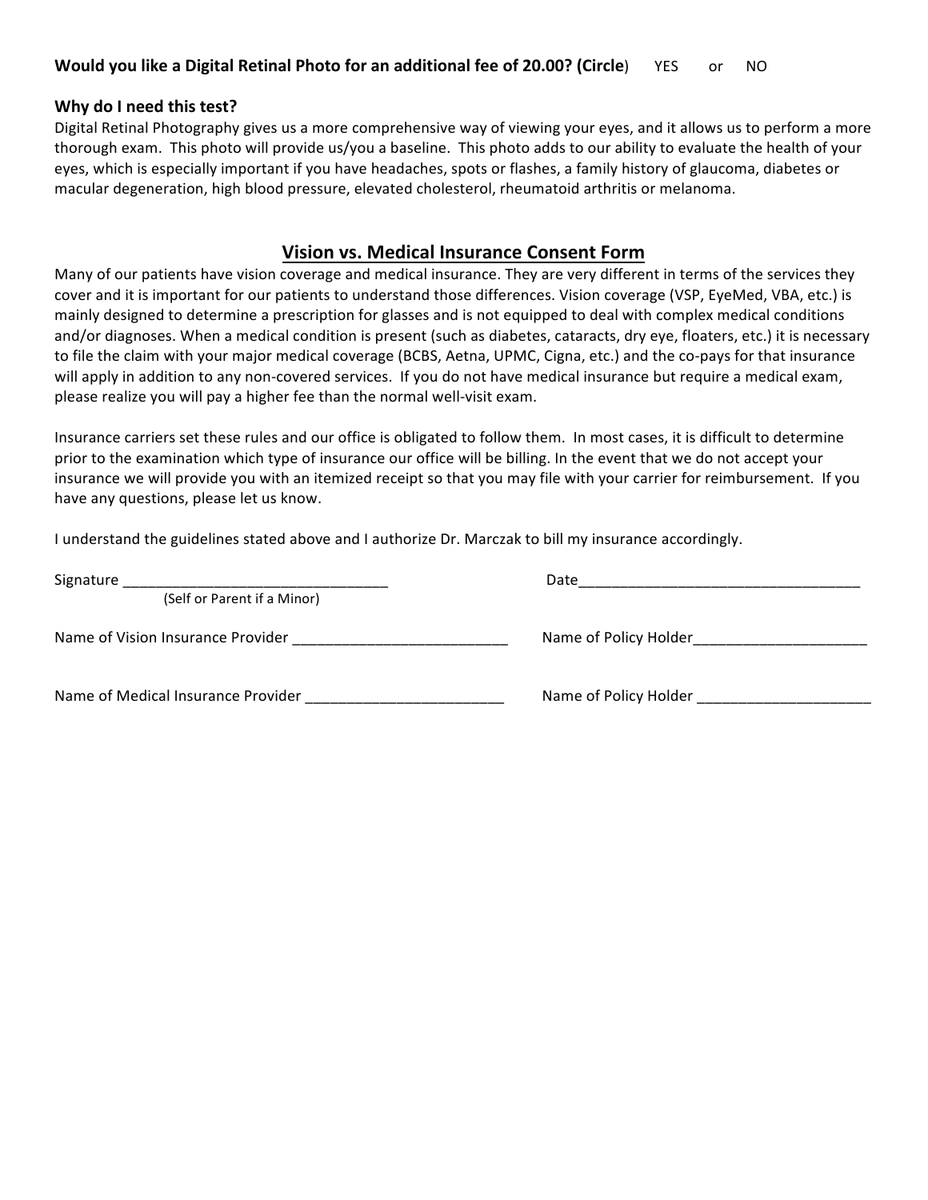**Would you like a Digital Retinal Photo for an additional fee of 20.00? (Circle)** YES or NO

**Why do I need this test?**

Digital Retinal Photography gives us a more comprehensive way of viewing your eyes, and it allows us to perform a more thorough exam. This photo will provide us/you a baseline. This photo adds to our ability to evaluate the health of your eyes, which is especially important if you have headaches, spots or flashes, a family history of glaucoma, diabetes or macular degeneration, high blood pressure, elevated cholesterol, rheumatoid arthritis or melanoma.

## Vision vs. Medical Insurance Consent Form

Many of our patients have vision coverage and medical insurance. They are very different in terms of the services they cover and it is important for our patients to understand those differences. Vision coverage (VSP, EyeMed, VBA, etc.) is mainly designed to determine a prescription for glasses and is not equipped to deal with complex medical conditions and/or diagnoses. When a medical condition is present (such as diabetes, cataracts, dry eye, floaters, etc.) it is necessary to file the claim with your major medical coverage (BCBS, Aetna, UPMC, Cigna, etc.) and the co-pays for that insurance will apply in addition to any non-covered services. If you do not have medical insurance but require a medical exam, please realize you will pay a higher fee than the normal well-visit exam.

Insurance carriers set these rules and our office is obligated to follow them. In most cases, it is difficult to determine prior to the examination which type of insurance our office will be billing. In the event that we do not accept your insurance we will provide you with an itemized receipt so that you may file with your carrier for reimbursement. If you have any questions, please let us know.

I understand the guidelines stated above and I authorize Dr. Marczak to bill my insurance accordingly.

Signature ________________________________ Date___________________________________
(Self or Parent if a Minor)

Name of Vision Insurance Provider ___________________________ Name of Policy Holder_____________________

Name of Medical Insurance Provider ________________________ Name of Policy Holder _____________________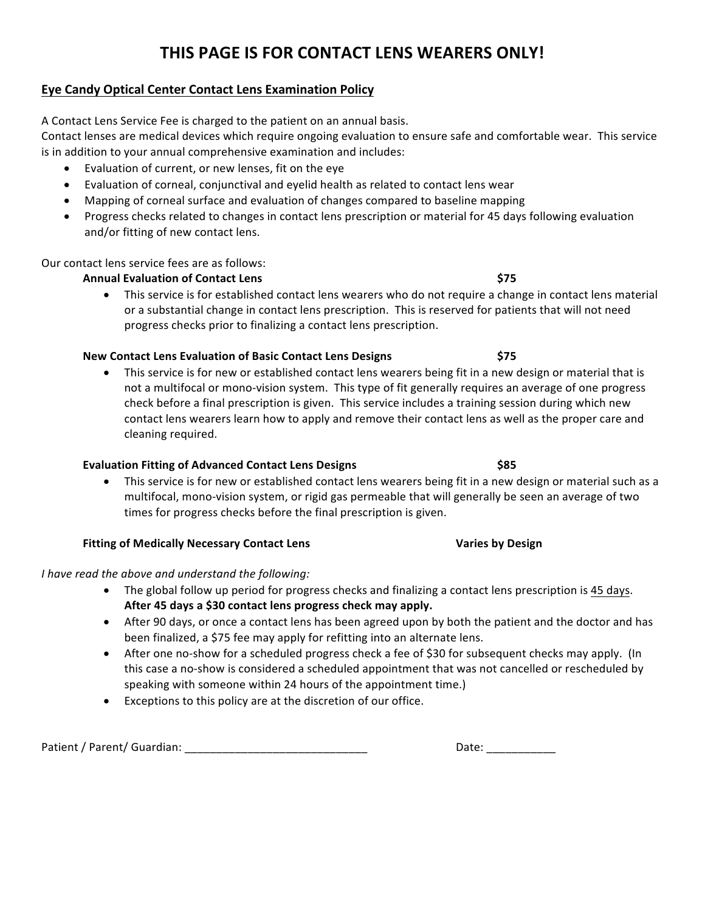# THIS PAGE IS FOR CONTACT LENS WEARERS ONLY!

## Eye Candy Optical Center Contact Lens Examination Policy

A Contact Lens Service Fee is charged to the patient on an annual basis.
Contact lenses are medical devices which require ongoing evaluation to ensure safe and comfortable wear. This service is in addition to your annual comprehensive examination and includes:

- Evaluation of current, or new lenses, fit on the eye
- Evaluation of corneal, conjunctival and eyelid health as related to contact lens wear
- Mapping of corneal surface and evaluation of changes compared to baseline mapping
- Progress checks related to changes in contact lens prescription or material for 45 days following evaluation and/or fitting of new contact lens.

Our contact lens service fees are as follows:

**Annual Evaluation of Contact Lens** **$75**

- This service is for established contact lens wearers who do not require a change in contact lens material or a substantial change in contact lens prescription. This is reserved for patients that will not need progress checks prior to finalizing a contact lens prescription.

**New Contact Lens Evaluation of Basic Contact Lens Designs** **$75**

- This service is for new or established contact lens wearers being fit in a new design or material that is not a multifocal or mono-vision system. This type of fit generally requires an average of one progress check before a final prescription is given. This service includes a training session during which new contact lens wearers learn how to apply and remove their contact lens as well as the proper care and cleaning required.

**Evaluation Fitting of Advanced Contact Lens Designs** **$85**

- This service is for new or established contact lens wearers being fit in a new design or material such as a multifocal, mono-vision system, or rigid gas permeable that will generally be seen an average of two times for progress checks before the final prescription is given.

**Fitting of Medically Necessary Contact Lens** **Varies by Design**

*I have read the above and understand the following:*

- The global follow up period for progress checks and finalizing a contact lens prescription is 45 days. **After 45 days a $30 contact lens progress check may apply.**
- After 90 days, or once a contact lens has been agreed upon by both the patient and the doctor and has been finalized, a $75 fee may apply for refitting into an alternate lens.
- After one no-show for a scheduled progress check a fee of $30 for subsequent checks may apply. (In this case a no-show is considered a scheduled appointment that was not cancelled or rescheduled by speaking with someone within 24 hours of the appointment time.)
- Exceptions to this policy are at the discretion of our office.

Patient / Parent/ Guardian: _____________________________ Date: ___________